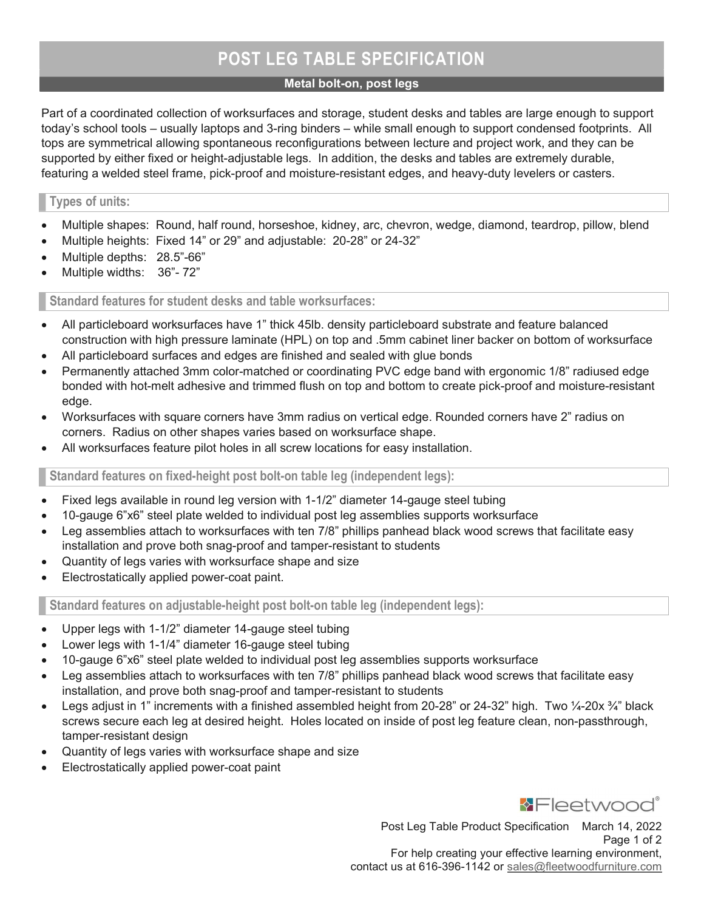# POST LEG TABLE SPECIFICATION

## Metal bolt-on, post legs

Part of a coordinated collection of worksurfaces and storage, student desks and tables are large enough to support today's school tools – usually laptops and 3-ring binders – while small enough to support condensed footprints. All tops are symmetrical allowing spontaneous reconfigurations between lecture and project work, and they can be supported by either fixed or height-adjustable legs. In addition, the desks and tables are extremely durable, featuring a welded steel frame, pick-proof and moisture-resistant edges, and heavy-duty levelers or casters.

### Types of units:

- Multiple shapes: Round, half round, horseshoe, kidney, arc, chevron, wedge, diamond, teardrop, pillow, blend
- Multiple heights: Fixed 14" or 29" and adjustable: 20-28" or 24-32"
- Multiple depths: 28.5"-66"
- Multiple widths: 36"- 72"

### Standard features for student desks and table worksurfaces:

- All particleboard worksurfaces have 1" thick 45lb. density particleboard substrate and feature balanced construction with high pressure laminate (HPL) on top and .5mm cabinet liner backer on bottom of worksurface
- All particleboard surfaces and edges are finished and sealed with glue bonds
- Permanently attached 3mm color-matched or coordinating PVC edge band with ergonomic 1/8" radiused edge bonded with hot-melt adhesive and trimmed flush on top and bottom to create pick-proof and moisture-resistant edge.
- Worksurfaces with square corners have 3mm radius on vertical edge. Rounded corners have 2" radius on corners. Radius on other shapes varies based on worksurface shape.
- All worksurfaces feature pilot holes in all screw locations for easy installation.

### Standard features on fixed-height post bolt-on table leg (independent legs):

- Fixed legs available in round leg version with 1-1/2" diameter 14-gauge steel tubing
- 10-gauge 6"x6" steel plate welded to individual post leg assemblies supports worksurface
- Leg assemblies attach to worksurfaces with ten 7/8" phillips panhead black wood screws that facilitate easy installation and prove both snag-proof and tamper-resistant to students
- Quantity of legs varies with worksurface shape and size
- Electrostatically applied power-coat paint.

### Standard features on adjustable-height post bolt-on table leg (independent legs):

- Upper legs with 1-1/2" diameter 14-gauge steel tubing
- Lower legs with 1-1/4" diameter 16-gauge steel tubing
- 10-gauge 6"x6" steel plate welded to individual post leg assemblies supports worksurface
- Leg assemblies attach to worksurfaces with ten 7/8" phillips panhead black wood screws that facilitate easy installation, and prove both snag-proof and tamper-resistant to students
- Legs adjust in 1" increments with a finished assembled height from 20-28" or 24-32" high. Two ¼-20x ¾" black screws secure each leg at desired height. Holes located on inside of post leg feature clean, non-passthrough, tamper-resistant design
- Quantity of legs varies with worksurface shape and size
- Electrostatically applied power-coat paint

Fleetwood®

Post Leg Table Product Specification March 14, 2022

For help creating your effective learning environment, contact us at 616-396-1142 or sales@fleetwoodfurniture.com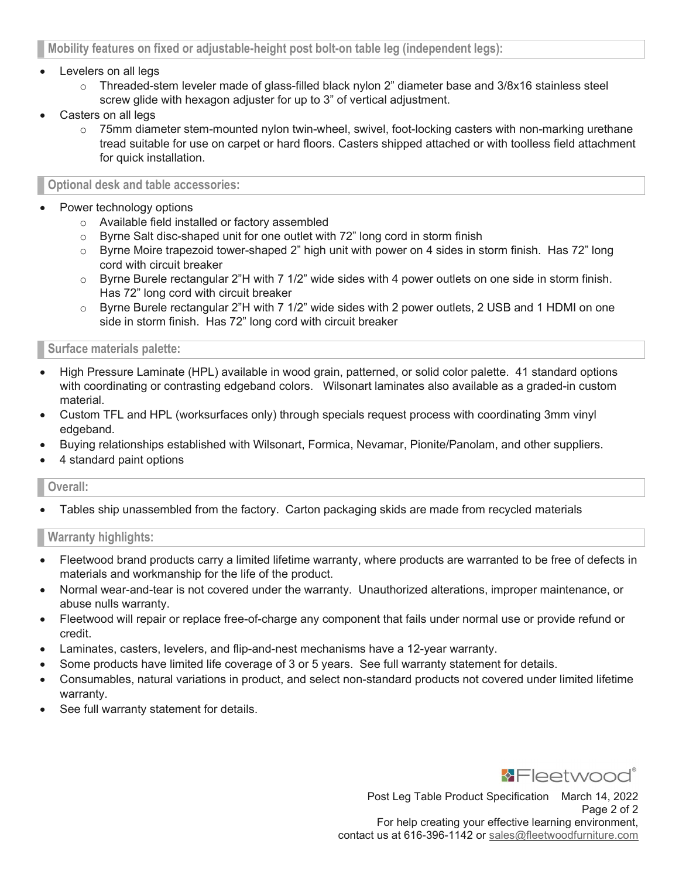## Mobility features on fixed or adjustable-height post bolt-on table leg (independent legs):

- Levelers on all legs
  - Threaded-stem leveler made of glass-filled black nylon 2" diameter base and 3/8x16 stainless steel screw glide with hexagon adjuster for up to 3" of vertical adjustment.
- Casters on all legs
  - 75mm diameter stem-mounted nylon twin-wheel, swivel, foot-locking casters with non-marking urethane tread suitable for use on carpet or hard floors. Casters shipped attached or with toolless field attachment for quick installation.

## Optional desk and table accessories:

- Power technology options
  - Available field installed or factory assembled
  - Byrne Salt disc-shaped unit for one outlet with 72" long cord in storm finish
  - Byrne Moire trapezoid tower-shaped 2" high unit with power on 4 sides in storm finish. Has 72" long cord with circuit breaker
  - Byrne Burele rectangular 2"H with 7 1/2" wide sides with 4 power outlets on one side in storm finish. Has 72" long cord with circuit breaker
  - Byrne Burele rectangular 2"H with 7 1/2" wide sides with 2 power outlets, 2 USB and 1 HDMI on one side in storm finish. Has 72" long cord with circuit breaker

## Surface materials palette:

- High Pressure Laminate (HPL) available in wood grain, patterned, or solid color palette. 41 standard options with coordinating or contrasting edgeband colors. Wilsonart laminates also available as a graded-in custom material.
- Custom TFL and HPL (worksurfaces only) through specials request process with coordinating 3mm vinyl edgeband.
- Buying relationships established with Wilsonart, Formica, Nevamar, Pionite/Panolam, and other suppliers.
- 4 standard paint options

## Overall:

- Tables ship unassembled from the factory. Carton packaging skids are made from recycled materials

## Warranty highlights:

- Fleetwood brand products carry a limited lifetime warranty, where products are warranted to be free of defects in materials and workmanship for the life of the product.
- Normal wear-and-tear is not covered under the warranty. Unauthorized alterations, improper maintenance, or abuse nulls warranty.
- Fleetwood will repair or replace free-of-charge any component that fails under normal use or provide refund or credit.
- Laminates, casters, levelers, and flip-and-nest mechanisms have a 12-year warranty.
- Some products have limited life coverage of 3 or 5 years. See full warranty statement for details.
- Consumables, natural variations in product, and select non-standard products not covered under limited lifetime warranty.
- See full warranty statement for details.

Fleetwood®

Post Leg Table Product Specification March 14, 2022

For help creating your effective learning environment, contact us at 616-396-1142 or sales@fleetwoodfurniture.com